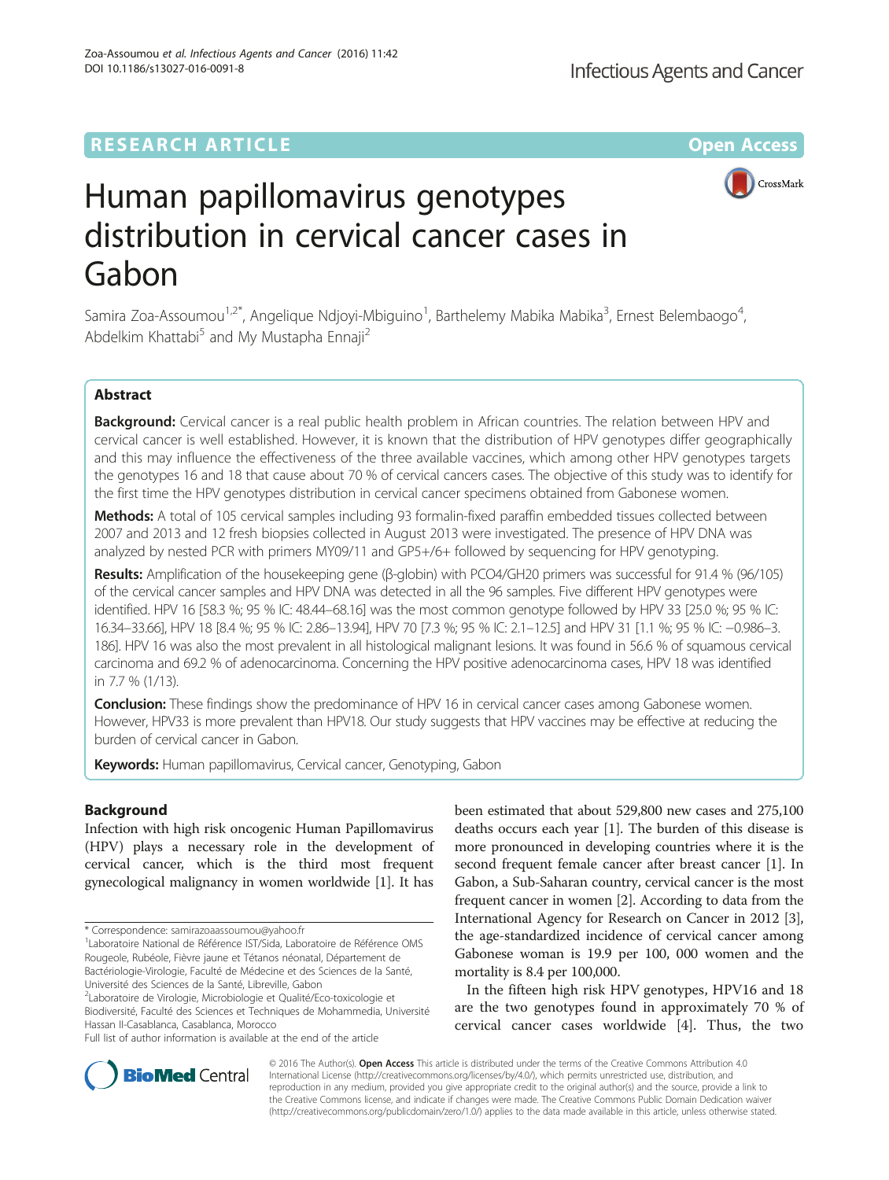RESEARCH ARTICLE

Open Access

# Human papillomavirus genotypes distribution in cervical cancer cases in Gabon

Samira Zoa-Assoumou[1,2*], Angelique Ndjoyi-Mbiguino[1], Barthelemy Mabika Mabika[3], Ernest Belembaogo[4], Abdelkim Khattabi[5] and My Mustapha Ennaji[2]

## Abstract

**Background:** Cervical cancer is a real public health problem in African countries. The relation between HPV and cervical cancer is well established. However, it is known that the distribution of HPV genotypes differ geographically and this may influence the effectiveness of the three available vaccines, which among other HPV genotypes targets the genotypes 16 and 18 that cause about 70 % of cervical cancers cases. The objective of this study was to identify for the first time the HPV genotypes distribution in cervical cancer specimens obtained from Gabonese women.

**Methods:** A total of 105 cervical samples including 93 formalin-fixed paraffin embedded tissues collected between 2007 and 2013 and 12 fresh biopsies collected in August 2013 were investigated. The presence of HPV DNA was analyzed by nested PCR with primers MY09/11 and GP5+/6+ followed by sequencing for HPV genotyping.

**Results:** Amplification of the housekeeping gene (β-globin) with PCO4/GH20 primers was successful for 91.4 % (96/105) of the cervical cancer samples and HPV DNA was detected in all the 96 samples. Five different HPV genotypes were identified. HPV 16 [58.3 %; 95 % IC: 48.44–68.16] was the most common genotype followed by HPV 33 [25.0 %; 95 % IC: 16.34–33.66], HPV 18 [8.4 %; 95 % IC: 2.86–13.94], HPV 70 [7.3 %; 95 % IC: 2.1–12.5] and HPV 31 [1.1 %; 95 % IC: −0.986–3.186]. HPV 16 was also the most prevalent in all histological malignant lesions. It was found in 56.6 % of squamous cervical carcinoma and 69.2 % of adenocarcinoma. Concerning the HPV positive adenocarcinoma cases, HPV 18 was identified in 7.7 % (1/13).

**Conclusion:** These findings show the predominance of HPV 16 in cervical cancer cases among Gabonese women. However, HPV33 is more prevalent than HPV18. Our study suggests that HPV vaccines may be effective at reducing the burden of cervical cancer in Gabon.

**Keywords:** Human papillomavirus, Cervical cancer, Genotyping, Gabon

## Background

Infection with high risk oncogenic Human Papillomavirus (HPV) plays a necessary role in the development of cervical cancer, which is the third most frequent gynecological malignancy in women worldwide [1]. It has been estimated that about 529,800 new cases and 275,100 deaths occurs each year [1]. The burden of this disease is more pronounced in developing countries where it is the second frequent female cancer after breast cancer [1]. In Gabon, a Sub-Saharan country, cervical cancer is the most frequent cancer in women [2]. According to data from the International Agency for Research on Cancer in 2012 [3], the age-standardized incidence of cervical cancer among Gabonese woman is 19.9 per 100, 000 women and the mortality is 8.4 per 100,000.

In the fifteen high risk HPV genotypes, HPV16 and 18 are the two genotypes found in approximately 70 % of cervical cancer cases worldwide [4]. Thus, the two

\* Correspondence: samirazoaassoumou@yahoo.fr
[1]Laboratoire National de Référence IST/Sida, Laboratoire de Référence OMS Rougeole, Rubéole, Fièvre jaune et Tétanos néonatal, Département de Bactériologie-Virologie, Faculté de Médecine et des Sciences de la Santé, Université des Sciences de la Santé, Libreville, Gabon
[2]Laboratoire de Virologie, Microbiologie et Qualité/Eco-toxicologie et Biodiversité, Faculté des Sciences et Techniques de Mohammedia, Université Hassan II-Casablanca, Casablanca, Morocco
Full list of author information is available at the end of the article

© 2016 The Author(s). **Open Access** This article is distributed under the terms of the Creative Commons Attribution 4.0 International License (http://creativecommons.org/licenses/by/4.0/), which permits unrestricted use, distribution, and reproduction in any medium, provided you give appropriate credit to the original author(s) and the source, provide a link to the Creative Commons license, and indicate if changes were made. The Creative Commons Public Domain Dedication waiver (http://creativecommons.org/publicdomain/zero/1.0/) applies to the data made available in this article, unless otherwise stated.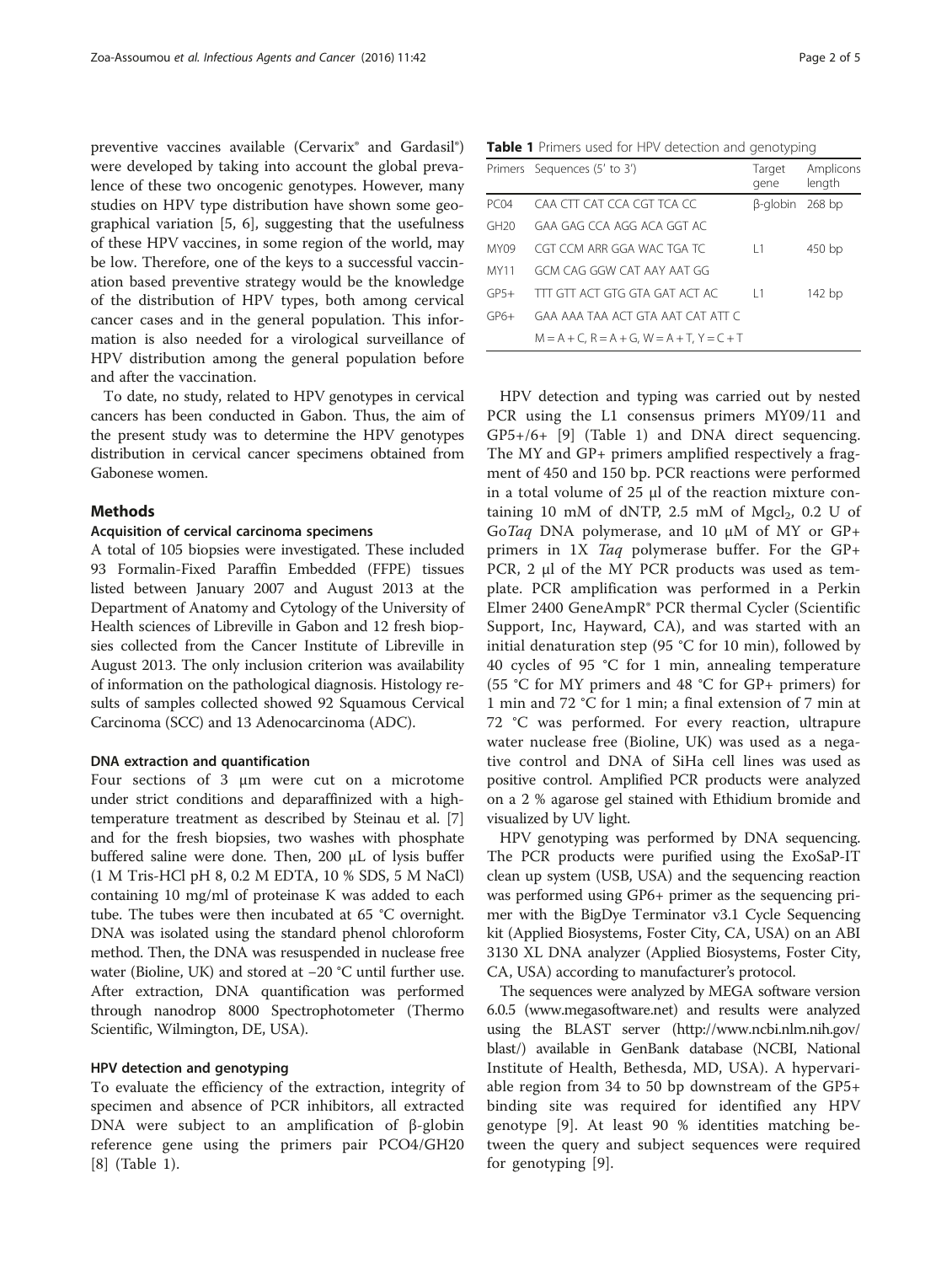preventive vaccines available (Cervarix® and Gardasil®) were developed by taking into account the global prevalence of these two oncogenic genotypes. However, many studies on HPV type distribution have shown some geographical variation [5, 6], suggesting that the usefulness of these HPV vaccines, in some region of the world, may be low. Therefore, one of the keys to a successful vaccination based preventive strategy would be the knowledge of the distribution of HPV types, both among cervical cancer cases and in the general population. This information is also needed for a virological surveillance of HPV distribution among the general population before and after the vaccination.

To date, no study, related to HPV genotypes in cervical cancers has been conducted in Gabon. Thus, the aim of the present study was to determine the HPV genotypes distribution in cervical cancer specimens obtained from Gabonese women.

## Methods

### Acquisition of cervical carcinoma specimens

A total of 105 biopsies were investigated. These included 93 Formalin-Fixed Paraffin Embedded (FFPE) tissues listed between January 2007 and August 2013 at the Department of Anatomy and Cytology of the University of Health sciences of Libreville in Gabon and 12 fresh biopsies collected from the Cancer Institute of Libreville in August 2013. The only inclusion criterion was availability of information on the pathological diagnosis. Histology results of samples collected showed 92 Squamous Cervical Carcinoma (SCC) and 13 Adenocarcinoma (ADC).

### DNA extraction and quantification

Four sections of 3 μm were cut on a microtome under strict conditions and deparaffinized with a high-temperature treatment as described by Steinau et al. [7] and for the fresh biopsies, two washes with phosphate buffered saline were done. Then, 200 μL of lysis buffer (1 M Tris-HCl pH 8, 0.2 M EDTA, 10 % SDS, 5 M NaCl) containing 10 mg/ml of proteinase K was added to each tube. The tubes were then incubated at 65 °C overnight. DNA was isolated using the standard phenol chloroform method. Then, the DNA was resuspended in nuclease free water (Bioline, UK) and stored at −20 °C until further use. After extraction, DNA quantification was performed through nanodrop 8000 Spectrophotometer (Thermo Scientific, Wilmington, DE, USA).

### HPV detection and genotyping

To evaluate the efficiency of the extraction, integrity of specimen and absence of PCR inhibitors, all extracted DNA were subject to an amplification of β-globin reference gene using the primers pair PCO4/GH20 [8] (Table 1).

**Table 1** Primers used for HPV detection and genotyping

| Primers | Sequences (5′ to 3′) | Target gene | Amplicons length |
|---|---|---|---|
| PC04 | CAA CTT CAT CCA CGT TCA CC | β-globin | 268 bp |
| GH20 | GAA GAG CCA AGG ACA GGT AC | | |
| MY09 | CGT CCM ARR GGA WAC TGA TC | L1 | 450 bp |
| MY11 | GCM CAG GGW CAT AAY AAT GG | | |
| GP5+ | TTT GTT ACT GTG GTA GAT ACT AC | L1 | 142 bp |
| GP6+ | GAA AAA TAA ACT GTA AAT CAT ATT C | | |
| | M = A + C, R = A + G, W = A + T, Y = C + T | | |

HPV detection and typing was carried out by nested PCR using the L1 consensus primers MY09/11 and GP5+/6+ [9] (Table 1) and DNA direct sequencing. The MY and GP+ primers amplified respectively a fragment of 450 and 150 bp. PCR reactions were performed in a total volume of 25 μl of the reaction mixture containing 10 mM of dNTP, 2.5 mM of $MgCl_2$, 0.2 U of Go*Taq* DNA polymerase, and 10 μM of MY or GP+ primers in 1X *Taq* polymerase buffer. For the GP+ PCR, 2 μl of the MY PCR products was used as template. PCR amplification was performed in a Perkin Elmer 2400 GeneAmpR® PCR thermal Cycler (Scientific Support, Inc, Hayward, CA), and was started with an initial denaturation step (95 °C for 10 min), followed by 40 cycles of 95 °C for 1 min, annealing temperature (55 °C for MY primers and 48 °C for GP+ primers) for 1 min and 72 °C for 1 min; a final extension of 7 min at 72 °C was performed. For every reaction, ultrapure water nuclease free (Bioline, UK) was used as a negative control and DNA of SiHa cell lines was used as positive control. Amplified PCR products were analyzed on a 2 % agarose gel stained with Ethidium bromide and visualized by UV light.

HPV genotyping was performed by DNA sequencing. The PCR products were purified using the ExoSaP-IT clean up system (USB, USA) and the sequencing reaction was performed using GP6+ primer as the sequencing primer with the BigDye Terminator v3.1 Cycle Sequencing kit (Applied Biosystems, Foster City, CA, USA) on an ABI 3130 XL DNA analyzer (Applied Biosystems, Foster City, CA, USA) according to manufacturer's protocol.

The sequences were analyzed by MEGA software version 6.0.5 (www.megasoftware.net) and results were analyzed using the BLAST server (http://www.ncbi.nlm.nih.gov/blast/) available in GenBank database (NCBI, National Institute of Health, Bethesda, MD, USA). A hypervariable region from 34 to 50 bp downstream of the GP5+ binding site was required for identified any HPV genotype [9]. At least 90 % identities matching between the query and subject sequences were required for genotyping [9].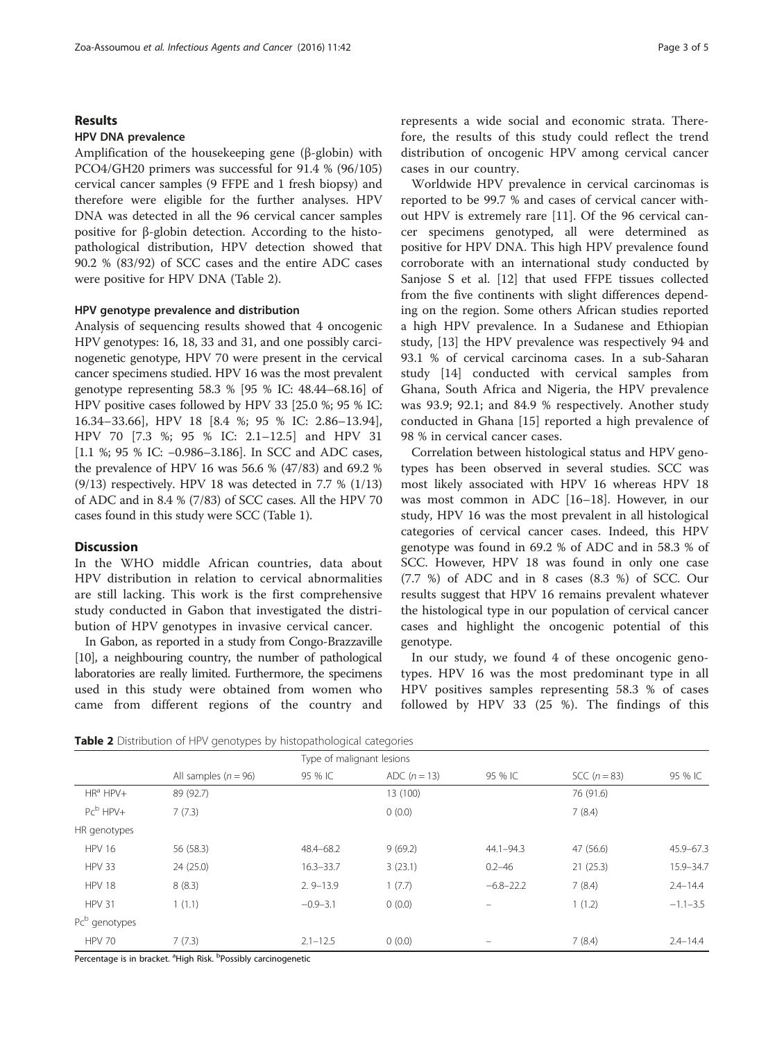## Results

### HPV DNA prevalence

Amplification of the housekeeping gene (β-globin) with PCO4/GH20 primers was successful for 91.4 % (96/105) cervical cancer samples (9 FFPE and 1 fresh biopsy) and therefore were eligible for the further analyses. HPV DNA was detected in all the 96 cervical cancer samples positive for β-globin detection. According to the histopathological distribution, HPV detection showed that 90.2 % (83/92) of SCC cases and the entire ADC cases were positive for HPV DNA (Table 2).

#### HPV genotype prevalence and distribution

Analysis of sequencing results showed that 4 oncogenic HPV genotypes: 16, 18, 33 and 31, and one possibly carcinogenetic genotype, HPV 70 were present in the cervical cancer specimens studied. HPV 16 was the most prevalent genotype representing 58.3 % [95 % IC: 48.44–68.16] of HPV positive cases followed by HPV 33 [25.0 %; 95 % IC: 16.34–33.66], HPV 18 [8.4 %; 95 % IC: 2.86–13.94], HPV 70 [7.3 %; 95 % IC: 2.1–12.5] and HPV 31 [1.1 %; 95 % IC: −0.986–3.186]. In SCC and ADC cases, the prevalence of HPV 16 was 56.6 % (47/83) and 69.2 % (9/13) respectively. HPV 18 was detected in 7.7 % (1/13) of ADC and in 8.4 % (7/83) of SCC cases. All the HPV 70 cases found in this study were SCC (Table 1).

## Discussion

In the WHO middle African countries, data about HPV distribution in relation to cervical abnormalities are still lacking. This work is the first comprehensive study conducted in Gabon that investigated the distribution of HPV genotypes in invasive cervical cancer.

In Gabon, as reported in a study from Congo-Brazzaville [10], a neighbouring country, the number of pathological laboratories are really limited. Furthermore, the specimens used in this study were obtained from women who came from different regions of the country and represents a wide social and economic strata. Therefore, the results of this study could reflect the trend distribution of oncogenic HPV among cervical cancer cases in our country.

Worldwide HPV prevalence in cervical carcinomas is reported to be 99.7 % and cases of cervical cancer without HPV is extremely rare [11]. Of the 96 cervical cancer specimens genotyped, all were determined as positive for HPV DNA. This high HPV prevalence found corroborate with an international study conducted by Sanjose S et al. [12] that used FFPE tissues collected from the five continents with slight differences depending on the region. Some others African studies reported a high HPV prevalence. In a Sudanese and Ethiopian study, [13] the HPV prevalence was respectively 94 and 93.1 % of cervical carcinoma cases. In a sub-Saharan study [14] conducted with cervical samples from Ghana, South Africa and Nigeria, the HPV prevalence was 93.9; 92.1; and 84.9 % respectively. Another study conducted in Ghana [15] reported a high prevalence of 98 % in cervical cancer cases.

Correlation between histological status and HPV genotypes has been observed in several studies. SCC was most likely associated with HPV 16 whereas HPV 18 was most common in ADC [16–18]. However, in our study, HPV 16 was the most prevalent in all histological categories of cervical cancer cases. Indeed, this HPV genotype was found in 69.2 % of ADC and in 58.3 % of SCC. However, HPV 18 was found in only one case (7.7 %) of ADC and in 8 cases (8.3 %) of SCC. Our results suggest that HPV 16 remains prevalent whatever the histological type in our population of cervical cancer cases and highlight the oncogenic potential of this genotype.

In our study, we found 4 of these oncogenic genotypes. HPV 16 was the most predominant type in all HPV positives samples representing 58.3 % of cases followed by HPV 33 (25 %). The findings of this

**Table 2** Distribution of HPV genotypes by histopathological categories

| | Type of malignant lesions | | | | | |
|---|---|---|---|---|---|---|
| | All samples ($n = 96$) | 95 % IC | ADC ($n = 13$) | 95 % IC | SCC ($n = 83$) | 95 % IC |
| HR[a] HPV+ | 89 (92.7) | | 13 (100) | | 76 (91.6) | |
| Pc[b] HPV+ | 7 (7.3) | | 0 (0.0) | | 7 (8.4) | |
| HR genotypes | | | | | | |
| HPV 16 | 56 (58.3) | 48.4–68.2 | 9 (69.2) | 44.1–94.3 | 47 (56.6) | 45.9–67.3 |
| HPV 33 | 24 (25.0) | 16.3–33.7 | 3 (23.1) | 0.2–46 | 21 (25.3) | 15.9–34.7 |
| HPV 18 | 8 (8.3) | 2. 9–13.9 | 1 (7.7) | −6.8–22.2 | 7 (8.4) | 2.4–14.4 |
| HPV 31 | 1 (1.1) | −0.9–3.1 | 0 (0.0) | – | 1 (1.2) | −1.1–3.5 |
| Pc[b] genotypes | | | | | | |
| HPV 70 | 7 (7.3) | 2.1–12.5 | 0 (0.0) | – | 7 (8.4) | 2.4–14.4 |

Percentage is in bracket. [a]High Risk. [b]Possibly carcinogenetic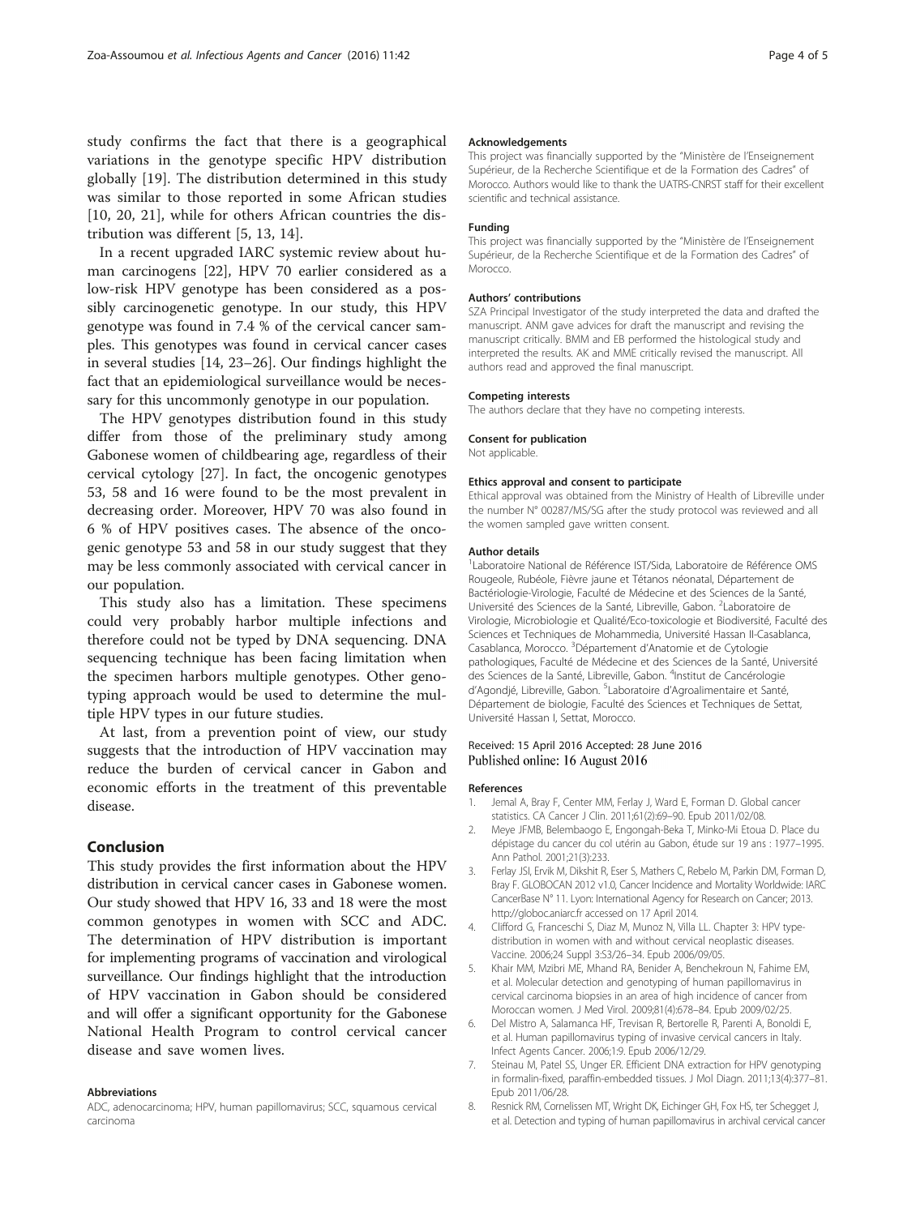study confirms the fact that there is a geographical variations in the genotype specific HPV distribution globally [19]. The distribution determined in this study was similar to those reported in some African studies [10, 20, 21], while for others African countries the distribution was different [5, 13, 14].

In a recent upgraded IARC systemic review about human carcinogens [22], HPV 70 earlier considered as a low-risk HPV genotype has been considered as a possibly carcinogenetic genotype. In our study, this HPV genotype was found in 7.4 % of the cervical cancer samples. This genotypes was found in cervical cancer cases in several studies [14, 23–26]. Our findings highlight the fact that an epidemiological surveillance would be necessary for this uncommonly genotype in our population.

The HPV genotypes distribution found in this study differ from those of the preliminary study among Gabonese women of childbearing age, regardless of their cervical cytology [27]. In fact, the oncogenic genotypes 53, 58 and 16 were found to be the most prevalent in decreasing order. Moreover, HPV 70 was also found in 6 % of HPV positives cases. The absence of the oncogenic genotype 53 and 58 in our study suggest that they may be less commonly associated with cervical cancer in our population.

This study also has a limitation. These specimens could very probably harbor multiple infections and therefore could not be typed by DNA sequencing. DNA sequencing technique has been facing limitation when the specimen harbors multiple genotypes. Other genotyping approach would be used to determine the multiple HPV types in our future studies.

At last, from a prevention point of view, our study suggests that the introduction of HPV vaccination may reduce the burden of cervical cancer in Gabon and economic efforts in the treatment of this preventable disease.

## Conclusion

This study provides the first information about the HPV distribution in cervical cancer cases in Gabonese women. Our study showed that HPV 16, 33 and 18 were the most common genotypes in women with SCC and ADC. The determination of HPV distribution is important for implementing programs of vaccination and virological surveillance. Our findings highlight that the introduction of HPV vaccination in Gabon should be considered and will offer a significant opportunity for the Gabonese National Health Program to control cervical cancer disease and save women lives.

#### Abbreviations

ADC, adenocarcinoma; HPV, human papillomavirus; SCC, squamous cervical carcinoma

#### Acknowledgements

This project was financially supported by the "Ministère de l'Enseignement Supérieur, de la Recherche Scientifique et de la Formation des Cadres" of Morocco. Authors would like to thank the UATRS-CNRST staff for their excellent scientific and technical assistance.

#### Funding

This project was financially supported by the "Ministère de l'Enseignement Supérieur, de la Recherche Scientifique et de la Formation des Cadres" of Morocco.

#### Authors' contributions

SZA Principal Investigator of the study interpreted the data and drafted the manuscript. ANM gave advices for draft the manuscript and revising the manuscript critically. BMM and EB performed the histological study and interpreted the results. AK and MME critically revised the manuscript. All authors read and approved the final manuscript.

#### Competing interests

The authors declare that they have no competing interests.

#### Consent for publication

Not applicable.

#### Ethics approval and consent to participate

Ethical approval was obtained from the Ministry of Health of Libreville under the number N° 00287/MS/SG after the study protocol was reviewed and all the women sampled gave written consent.

#### Author details

[1]Laboratoire National de Référence IST/Sida, Laboratoire de Référence OMS Rougeole, Rubéole, Fièvre jaune et Tétanos néonatal, Département de Bactériologie-Virologie, Faculté de Médecine et des Sciences de la Santé, Université des Sciences de la Santé, Libreville, Gabon. [2]Laboratoire de Virologie, Microbiologie et Qualité/Eco-toxicologie et Biodiversité, Faculté des Sciences et Techniques de Mohammedia, Université Hassan II-Casablanca, Casablanca, Morocco. [3]Département d'Anatomie et de Cytologie pathologiques, Faculté de Médecine et des Sciences de la Santé, Université des Sciences de la Santé, Libreville, Gabon. [4]Institut de Cancérologie d'Agondjé, Libreville, Gabon. [5]Laboratoire d'Agroalimentaire et Santé, Département de biologie, Faculté des Sciences et Techniques de Settat, Université Hassan I, Settat, Morocco.

Received: 15 April 2016 Accepted: 28 June 2016
Published online: 16 August 2016

#### References

1. Jemal A, Bray F, Center MM, Ferlay J, Ward E, Forman D. Global cancer statistics. CA Cancer J Clin. 2011;61(2):69–90. Epub 2011/02/08.
2. Meye JFMB, Belembaogo E, Engongah-Beka T, Minko-Mi Etoua D. Place du dépistage du cancer du col utérin au Gabon, étude sur 19 ans : 1977–1995. Ann Pathol. 2001;21(3):233.
3. Ferlay JSI, Ervik M, Dikshit R, Eser S, Mathers C, Rebelo M, Parkin DM, Forman D, Bray F. GLOBOCAN 2012 v1.0, Cancer Incidence and Mortality Worldwide: IARC CancerBase N° 11. Lyon: International Agency for Research on Cancer; 2013. http://globoc.aniarc.fr accessed on 17 April 2014.
4. Clifford G, Franceschi S, Diaz M, Munoz N, Villa LL. Chapter 3: HPV type-distribution in women with and without cervical neoplastic diseases. Vaccine. 2006;24 Suppl 3:S3/26–34. Epub 2006/09/05.
5. Khair MM, Mzibri ME, Mhand RA, Benider A, Benchekroun N, Fahime EM, et al. Molecular detection and genotyping of human papillomavirus in cervical carcinoma biopsies in an area of high incidence of cancer from Moroccan women. J Med Virol. 2009;81(4):678–84. Epub 2009/02/25.
6. Del Mistro A, Salamanca HF, Trevisan R, Bertorelle R, Parenti A, Bonoldi E, et al. Human papillomavirus typing of invasive cervical cancers in Italy. Infect Agents Cancer. 2006;1:9. Epub 2006/12/29.
7. Steinau M, Patel SS, Unger ER. Efficient DNA extraction for HPV genotyping in formalin-fixed, paraffin-embedded tissues. J Mol Diagn. 2011;13(4):377–81. Epub 2011/06/28.
8. Resnick RM, Cornelissen MT, Wright DK, Eichinger GH, Fox HS, ter Schegget J, et al. Detection and typing of human papillomavirus in archival cervical cancer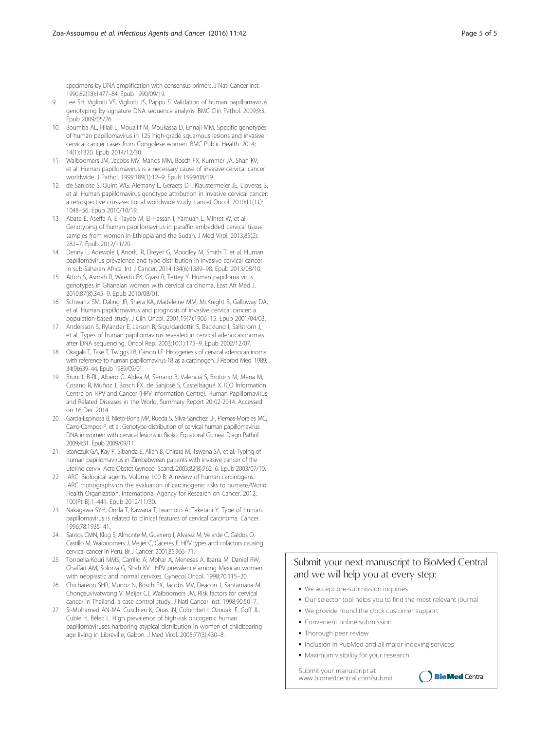specimens by DNA amplification with consensus primers. J Natl Cancer Inst. 1990;82(18):1477–84. Epub 1990/09/19.

9. Lee SH, Vigliotti VS, Vigliotti JS, Pappu S. Validation of human papillomavirus genotyping by signature DNA sequence analysis. BMC Clin Pathol. 2009;9:3. Epub 2009/05/26.
10. Boumba AL, Hilali L, Mouallif M, Moukassa D, Ennaji MM. Specific genotypes of human papillomavirus in 125 high-grade squamous lesions and invasive cervical cancer cases from Congolese women. BMC Public Health. 2014; 14(1):1320. Epub 2014/12/30.
11. Walboomers JM, Jacobs MV, Manos MM, Bosch FX, Kummer JA, Shah KV, et al. Human papillomavirus is a necessary cause of invasive cervical cancer worldwide. J Pathol. 1999;189(1):12–9. Epub 1999/08/19.
12. de Sanjose S, Quint WG, Alemany L, Geraets DT, Klaustermeier JE, Lloveras B, et al. Human papillomavirus genotype attribution in invasive cervical cancer: a retrospective cross-sectional worldwide study. Lancet Oncol. 2010;11(11): 1048–56. Epub 2010/10/19.
13. Abate E, Aseffa A, El-Tayeb M, El-Hassan I, Yamuah L, Mihret W, et al. Genotyping of human papillomavirus in paraffin embedded cervical tissue samples from women in Ethiopia and the Sudan. J Med Virol. 2013;85(2): 282–7. Epub 2012/11/20.
14. Denny L, Adewole I, Anorlu R, Dreyer G, Moodley M, Smith T, et al. Human papillomavirus prevalence and type distribution in invasive cervical cancer in sub-Saharan Africa. Int J Cancer. 2014;134(6):1389–98. Epub 2013/08/10.
15. Attoh S, Asmah R, Wiredu EK, Gyasi R, Tettey Y. Human papilloma virus genotypes in Ghanaian women with cervical carcinoma. East Afr Med J. 2010;87(8):345–9. Epub 2010/08/01.
16. Schwartz SM, Daling JR, Shera KA, Madeleine MM, McKnight B, Galloway DA, et al. Human papillomavirus and prognosis of invasive cervical cancer: a population-based study. J Clin Oncol. 2001;19(7):1906–15. Epub 2001/04/03.
17. Andersson S, Rylander E, Larson B, Sigurdardottir S, Backlund I, Sallstrom J, et al. Types of human papillomavirus revealed in cervical adenocarcinomas after DNA sequencing. Oncol Rep. 2003;10(1):175–9. Epub 2002/12/07.
18. Okagaki T, Tase T, Twiggs LB, Carson LF. Histogenesis of cervical adenocarcinoma with reference to human papillomavirus-18 as a carcinogen. J Reprod Med. 1989; 34(9):639–44. Epub 1989/09/01.
19. Bruni L B-RL, Albero G, Aldea M, Serrano B, Valencia S, Brotons M, Mena M, Cosano R, Muñoz J, Bosch FX, de Sanjosé S, Castellsagué X. ICO Information Centre on HPV and Cancer (HPV Information Centre). Human Papillomavirus and Related Diseases in the World. Summary Report 20-02-2014. Accessed on 16 Dec 2014.
20. Garcia-Espinosa B, Nieto-Bona MP, Rueda S, Silva-Sanchez LF, Piernas-Morales MC, Carro-Campos P, et al. Genotype distribution of cervical human papillomavirus DNA in women with cervical lesions in Bioko, Equatorial Guinea. Diagn Pathol. 2009;4:31. Epub 2009/09/11.
21. Stanczuk GA, Kay P, Sibanda E, Allan B, Chirara M, Tswana SA, et al. Typing of human papillomavirus in Zimbabwean patients with invasive cancer of the uterine cervix. Acta Obstet Gynecol Scand. 2003;82(8):762–6. Epub 2003/07/10.
22. IARC. Biological agents. Volume 100 B. A review of human carcinogens. IARC monographs on the evaluation of carcinogenic risks to humans/World Health Organization, International Agency for Research on Cancer. 2012; 100(Pt B):1–441. Epub 2012/11/30.
23. Nakagawa SYH, Onda T, Kawana T, Iwamoto A, Taketani Y. Type of human papillomavirus is related to clinical features of cervical carcinoma. Cancer. 1996;78:1935–41.
24. Santos CMN, Klug S, Almonte M, Guerrero I, Alvarez M, Velarde C, Galdos O, Castillo M, Walboomers J, Meijer C, Caceres E. HPV types and cofactors causing cervical cancer in Peru. Br J Cancer. 2001;85:966–71.
25. Torroella-Kouri MMS, Carrillo A, Mohar A, Meneses A, Ibarra M, Daniel RW, Ghaffari AM, Solorza G, Shah KV . HPV prevalence among Mexican women with neoplastic and normal cervixes. Gynecol Oncol. 1998;70:115–20.
26. Chichareon SHR, Munoz N, Bosch FX, Jacobs MV, Deacon J, Santamaria M, Chongsuvivatwong V, Meijer CJ, Walboomers JM. Risk factors for cervical cancer in Thailand: a case-control study. J Natl Cancer Inst. 1998;90:50–7.
27. Si-Mohamed AN-MA, Cuschieri K, Onas IN, Colombet I, Ozouaki F, Goff JL, Cubie H, Bélec L. High prevalence of high-risk oncogenic human papillomaviruses harboring atypical distribution in women of childbearing age living in Libreville, Gabon. J Med Virol. 2005;77(3):430–8.

Submit your next manuscript to BioMed Central and we will help you at every step:

- We accept pre-submission inquiries
- Our selector tool helps you to find the most relevant journal
- We provide round the clock customer support
- Convenient online submission
- Thorough peer review
- Inclusion in PubMed and all major indexing services
- Maximum visibility for your research

Submit your manuscript at www.biomedcentral.com/submit

BioMed Central